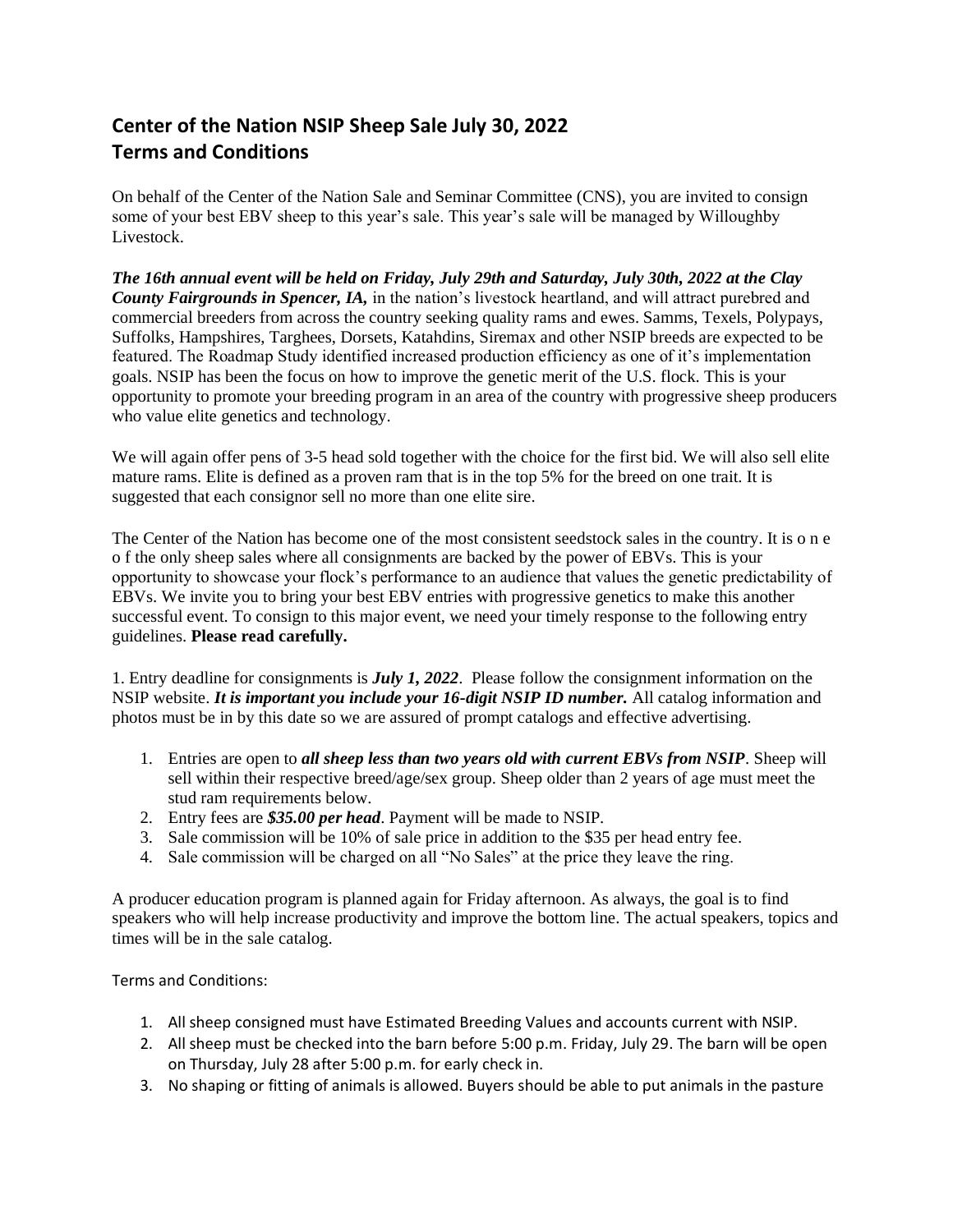## Center of the Nation NSIP Sheep Sale July 30, 2022
## Terms and Conditions

On behalf of the Center of the Nation Sale and Seminar Committee (CNS), you are invited to consign some of your best EBV sheep to this year's sale. This year's sale will be managed by Willoughby Livestock.

***The 16th annual event will be held on Friday, July 29th and Saturday, July 30th, 2022 at the Clay County Fairgrounds in Spencer, IA,*** in the nation's livestock heartland, and will attract purebred and commercial breeders from across the country seeking quality rams and ewes. Samms, Texels, Polypays, Suffolks, Hampshires, Targhees, Dorsets, Katahdins, Siremax and other NSIP breeds are expected to be featured. The Roadmap Study identified increased production efficiency as one of it's implementation goals. NSIP has been the focus on how to improve the genetic merit of the U.S. flock. This is your opportunity to promote your breeding program in an area of the country with progressive sheep producers who value elite genetics and technology.

We will again offer pens of 3-5 head sold together with the choice for the first bid. We will also sell elite mature rams. Elite is defined as a proven ram that is in the top 5% for the breed on one trait. It is suggested that each consignor sell no more than one elite sire.

The Center of the Nation has become one of the most consistent seedstock sales in the country. It is o n e o f the only sheep sales where all consignments are backed by the power of EBVs. This is your opportunity to showcase your flock's performance to an audience that values the genetic predictability of EBVs. We invite you to bring your best EBV entries with progressive genetics to make this another successful event. To consign to this major event, we need your timely response to the following entry guidelines. **Please read carefully.**

1. Entry deadline for consignments is ***July 1, 2022***. Please follow the consignment information on the NSIP website. ***It is important you include your 16-digit NSIP ID number.*** All catalog information and photos must be in by this date so we are assured of prompt catalogs and effective advertising.

1. Entries are open to ***all sheep less than two years old with current EBVs from NSIP***. Sheep will sell within their respective breed/age/sex group. Sheep older than 2 years of age must meet the stud ram requirements below.
2. Entry fees are ***$35.00 per head***. Payment will be made to NSIP.
3. Sale commission will be 10% of sale price in addition to the $35 per head entry fee.
4. Sale commission will be charged on all "No Sales" at the price they leave the ring.

A producer education program is planned again for Friday afternoon. As always, the goal is to find speakers who will help increase productivity and improve the bottom line. The actual speakers, topics and times will be in the sale catalog.

Terms and Conditions:

1. All sheep consigned must have Estimated Breeding Values and accounts current with NSIP.
2. All sheep must be checked into the barn before 5:00 p.m. Friday, July 29. The barn will be open on Thursday, July 28 after 5:00 p.m. for early check in.
3. No shaping or fitting of animals is allowed. Buyers should be able to put animals in the pasture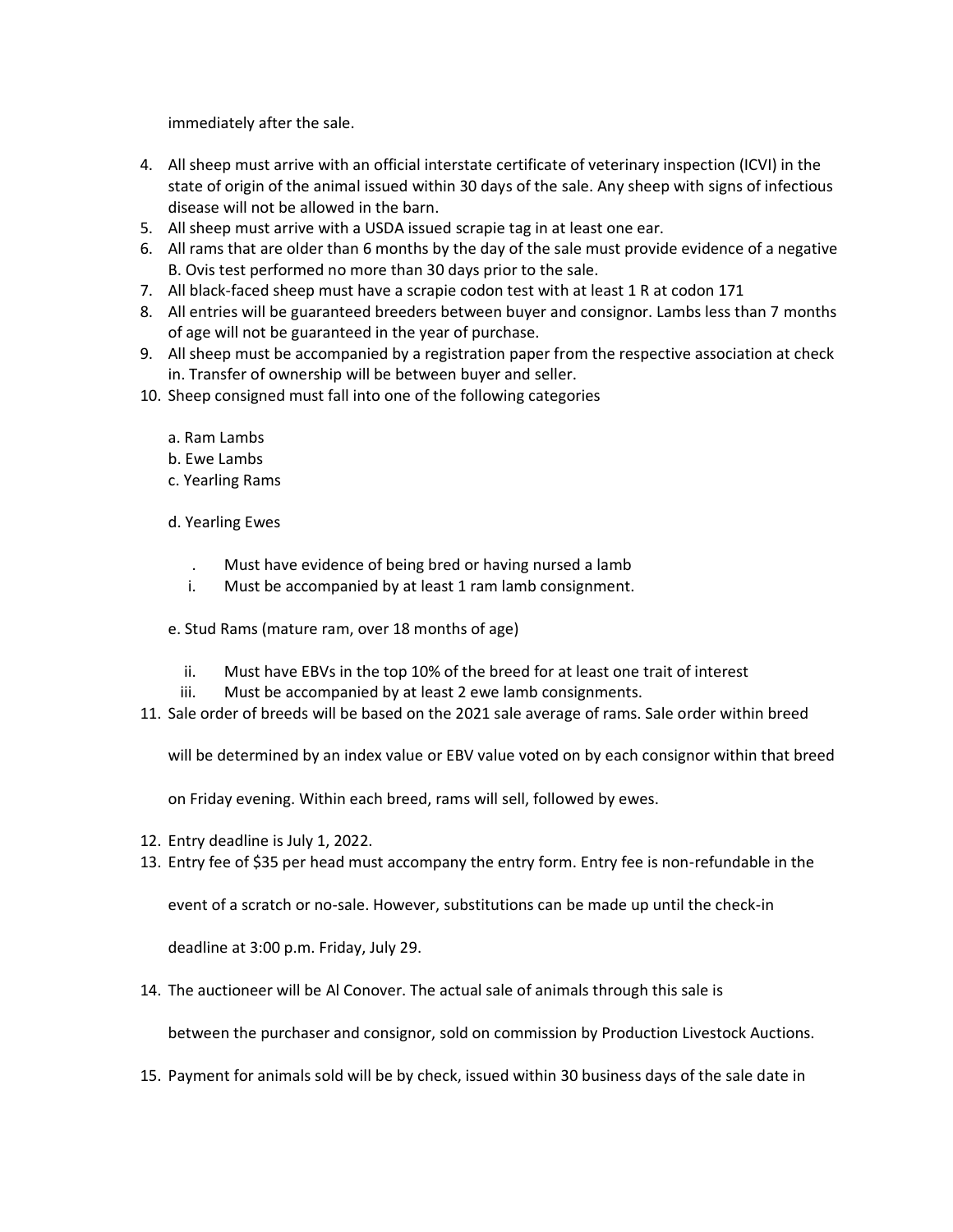immediately after the sale.

4. All sheep must arrive with an official interstate certificate of veterinary inspection (ICVI) in the state of origin of the animal issued within 30 days of the sale. Any sheep with signs of infectious disease will not be allowed in the barn.
5. All sheep must arrive with a USDA issued scrapie tag in at least one ear.
6. All rams that are older than 6 months by the day of the sale must provide evidence of a negative B. Ovis test performed no more than 30 days prior to the sale.
7. All black-faced sheep must have a scrapie codon test with at least 1 R at codon 171
8. All entries will be guaranteed breeders between buyer and consignor. Lambs less than 7 months of age will not be guaranteed in the year of purchase.
9. All sheep must be accompanied by a registration paper from the respective association at check in. Transfer of ownership will be between buyer and seller.
10. Sheep consigned must fall into one of the following categories

    a. Ram Lambs

    b. Ewe Lambs

    c. Yearling Rams

    d. Yearling Ewes

    . Must have evidence of being bred or having nursed a lamb

    i. Must be accompanied by at least 1 ram lamb consignment.

    e. Stud Rams (mature ram, over 18 months of age)

    ii. Must have EBVs in the top 10% of the breed for at least one trait of interest

    iii. Must be accompanied by at least 2 ewe lamb consignments.

11. Sale order of breeds will be based on the 2021 sale average of rams. Sale order within breed will be determined by an index value or EBV value voted on by each consignor within that breed on Friday evening. Within each breed, rams will sell, followed by ewes.
12. Entry deadline is July 1, 2022.
13. Entry fee of $35 per head must accompany the entry form. Entry fee is non-refundable in the event of a scratch or no-sale. However, substitutions can be made up until the check-in deadline at 3:00 p.m. Friday, July 29.
14. The auctioneer will be Al Conover. The actual sale of animals through this sale is between the purchaser and consignor, sold on commission by Production Livestock Auctions.
15. Payment for animals sold will be by check, issued within 30 business days of the sale date in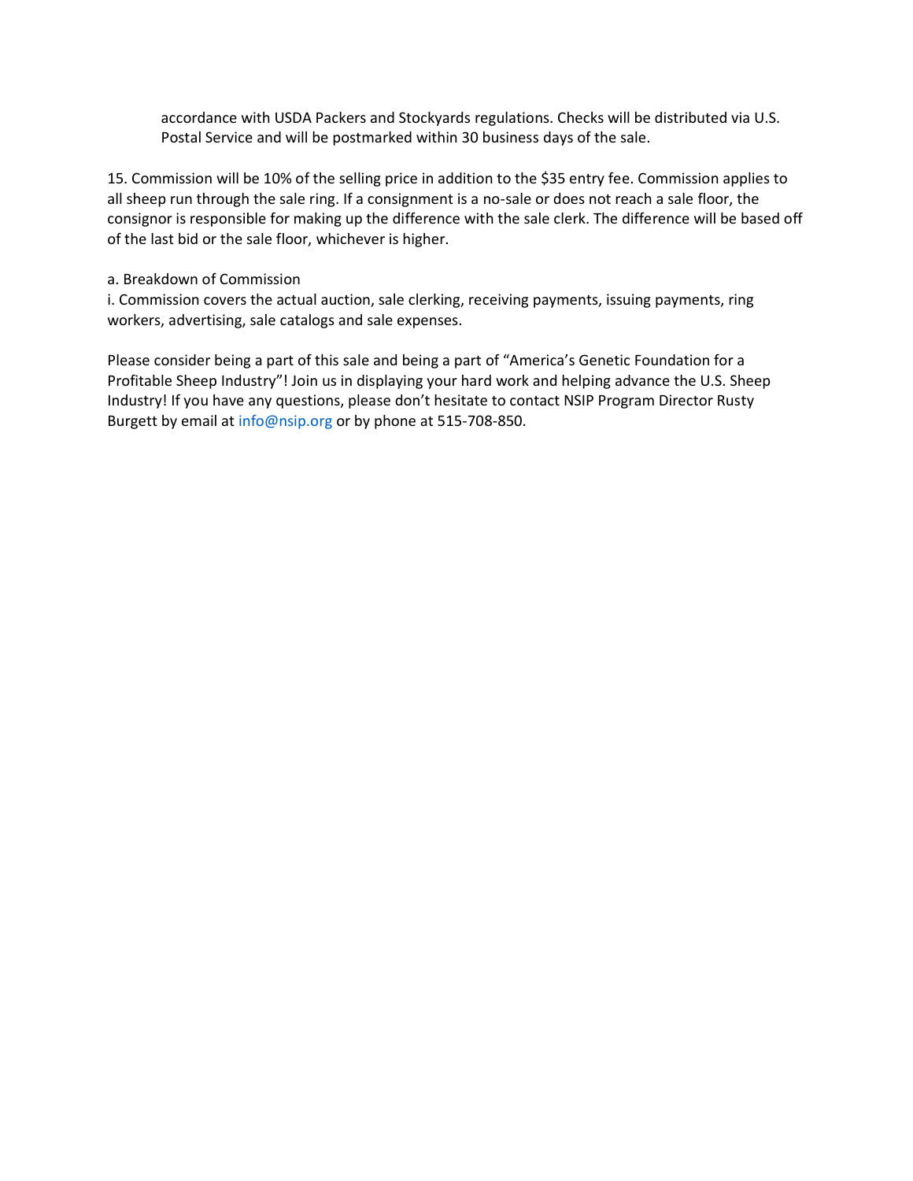accordance with USDA Packers and Stockyards regulations. Checks will be distributed via U.S. Postal Service and will be postmarked within 30 business days of the sale.

15. Commission will be 10% of the selling price in addition to the $35 entry fee. Commission applies to all sheep run through the sale ring. If a consignment is a no-sale or does not reach a sale floor, the consignor is responsible for making up the difference with the sale clerk. The difference will be based off of the last bid or the sale floor, whichever is higher.

a. Breakdown of Commission

i. Commission covers the actual auction, sale clerking, receiving payments, issuing payments, ring workers, advertising, sale catalogs and sale expenses.

Please consider being a part of this sale and being a part of "America's Genetic Foundation for a Profitable Sheep Industry"! Join us in displaying your hard work and helping advance the U.S. Sheep Industry! If you have any questions, please don't hesitate to contact NSIP Program Director Rusty Burgett by email at info@nsip.org or by phone at 515-708-850.